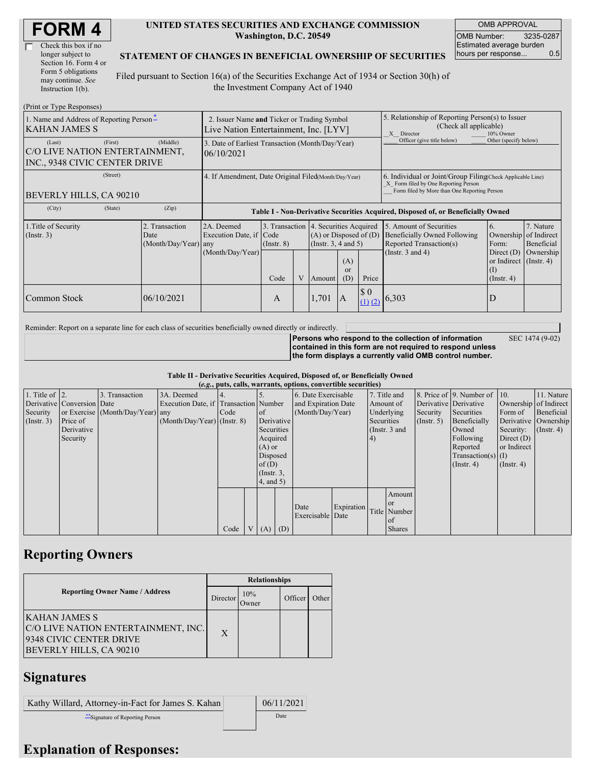# FORM 4

☐ Check this box if no longer subject to Section 16. Form 4 or Form 5 obligations may continue. *See* Instruction 1(b).

**UNITED STATES SECURITIES AND EXCHANGE COMMISSION**
**Washington, D.C. 20549**

**STATEMENT OF CHANGES IN BENEFICIAL OWNERSHIP OF SECURITIES**

Filed pursuant to Section 16(a) of the Securities Exchange Act of 1934 or Section 30(h) of the Investment Company Act of 1940

| OMB APPROVAL | |
|---|---|
| OMB Number: | 3235-0287 |
| Estimated average burden hours per response... | 0.5 |

(Print or Type Responses)

| 1. Name and Address of Reporting Person * | 2. Issuer Name and Ticker or Trading Symbol | 5. Relationship of Reporting Person(s) to Issuer (Check all applicable) |
|---|---|---|
| KAHAN JAMES S | Live Nation Entertainment, Inc. [LYV] | _X_ Director ___ 10% Owner ___ Officer (give title below) ___ Other (specify below) |
| (Last) (First) (Middle) C/O LIVE NATION ENTERTAINMENT, INC., 9348 CIVIC CENTER DRIVE | 3. Date of Earliest Transaction (Month/Day/Year) 06/10/2021 | |
| (Street) BEVERLY HILLS, CA 90210 | 4. If Amendment, Date Original Filed (Month/Day/Year) | 6. Individual or Joint/Group Filing (Check Applicable Line) _X_ Form filed by One Reporting Person ___ Form filed by More than One Reporting Person |
| (City) (State) (Zip) | | |

**Table I - Non-Derivative Securities Acquired, Disposed of, or Beneficially Owned**

| 1.Title of Security (Instr. 3) | 2. Transaction Date (Month/Day/Year) | 2A. Deemed Execution Date, if any (Month/Day/Year) | 3. Transaction Code (Instr. 8) | | 4. Securities Acquired (A) or Disposed of (D) (Instr. 3, 4 and 5) | | | 5. Amount of Securities Beneficially Owned Following Reported Transaction(s) (Instr. 3 and 4) | 6. Ownership Form: Direct (D) or Indirect (I) (Instr. 4) | 7. Nature of Indirect Beneficial Ownership (Instr. 4) |
|---|---|---|---|---|---|---|---|---|---|---|
| | | | Code | V | Amount | (A) or (D) | Price | | | |
| Common Stock | 06/10/2021 | | A | | 1,701 | A | $ 0 (1) (2) | 6,303 | D | |

Reminder: Report on a separate line for each class of securities beneficially owned directly or indirectly.

**Persons who respond to the collection of information contained in this form are not required to respond unless the form displays a currently valid OMB control number.** SEC 1474 (9-02)

**Table II - Derivative Securities Acquired, Disposed of, or Beneficially Owned**
***(e.g.*, puts, calls, warrants, options, convertible securities)**

| 1. Title of Derivative Security (Instr. 3) | 2. Conversion or Exercise Price of Derivative Security | 3. Transaction Date (Month/Day/Year) | 3A. Deemed Execution Date, if any (Month/Day/Year) | 4. Transaction Code (Instr. 8) | | 5. Number of Derivative Securities Acquired (A) or Disposed of (D) (Instr. 3, 4, and 5) | | 6. Date Exercisable and Expiration Date (Month/Day/Year) | | 7. Title and Amount of Underlying Securities (Instr. 3 and 4) | | 8. Price of Derivative Security (Instr. 5) | 9. Number of Derivative Securities Beneficially Owned Following Reported Transaction(s) (Instr. 4) | 10. Ownership Form of Derivative Security: Direct (D) or Indirect (I) (Instr. 4) | 11. Nature of Indirect Beneficial Ownership (Instr. 4) |
|---|---|---|---|---|---|---|---|---|---|---|---|---|---|---|---|
| | | | | Code | V | (A) | (D) | Date Exercisable | Expiration Date | Title | Amount or Number of Shares | | | | |

## Reporting Owners

| Reporting Owner Name / Address | Relationships | | | |
|---|---|---|---|---|
| | Director | 10% Owner | Officer | Other |
| KAHAN JAMES S C/O LIVE NATION ENTERTAINMENT, INC. 9348 CIVIC CENTER DRIVE BEVERLY HILLS, CA 90210 | X | | | |

## Signatures

| Kathy Willard, Attorney-in-Fact for James S. Kahan | 06/11/2021 |
|---|---|
| **Signature of Reporting Person | Date |

## Explanation of Responses: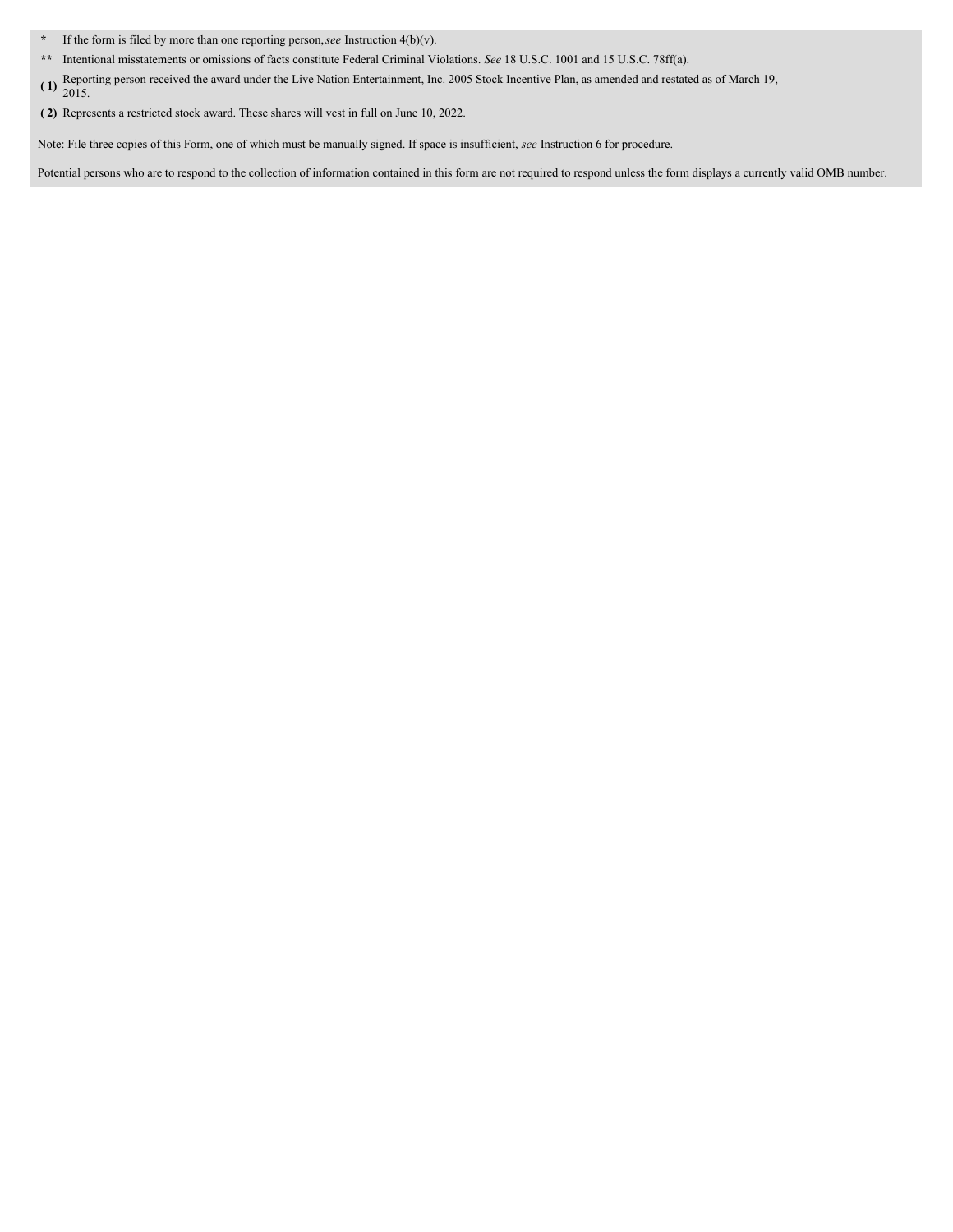\* If the form is filed by more than one reporting person, *see* Instruction 4(b)(v).

\*\* Intentional misstatements or omissions of facts constitute Federal Criminal Violations. *See* 18 U.S.C. 1001 and 15 U.S.C. 78ff(a).

( 1) Reporting person received the award under the Live Nation Entertainment, Inc. 2005 Stock Incentive Plan, as amended and restated as of March 19, 2015.

( 2) Represents a restricted stock award. These shares will vest in full on June 10, 2022.

Note: File three copies of this Form, one of which must be manually signed. If space is insufficient, *see* Instruction 6 for procedure.

Potential persons who are to respond to the collection of information contained in this form are not required to respond unless the form displays a currently valid OMB number.